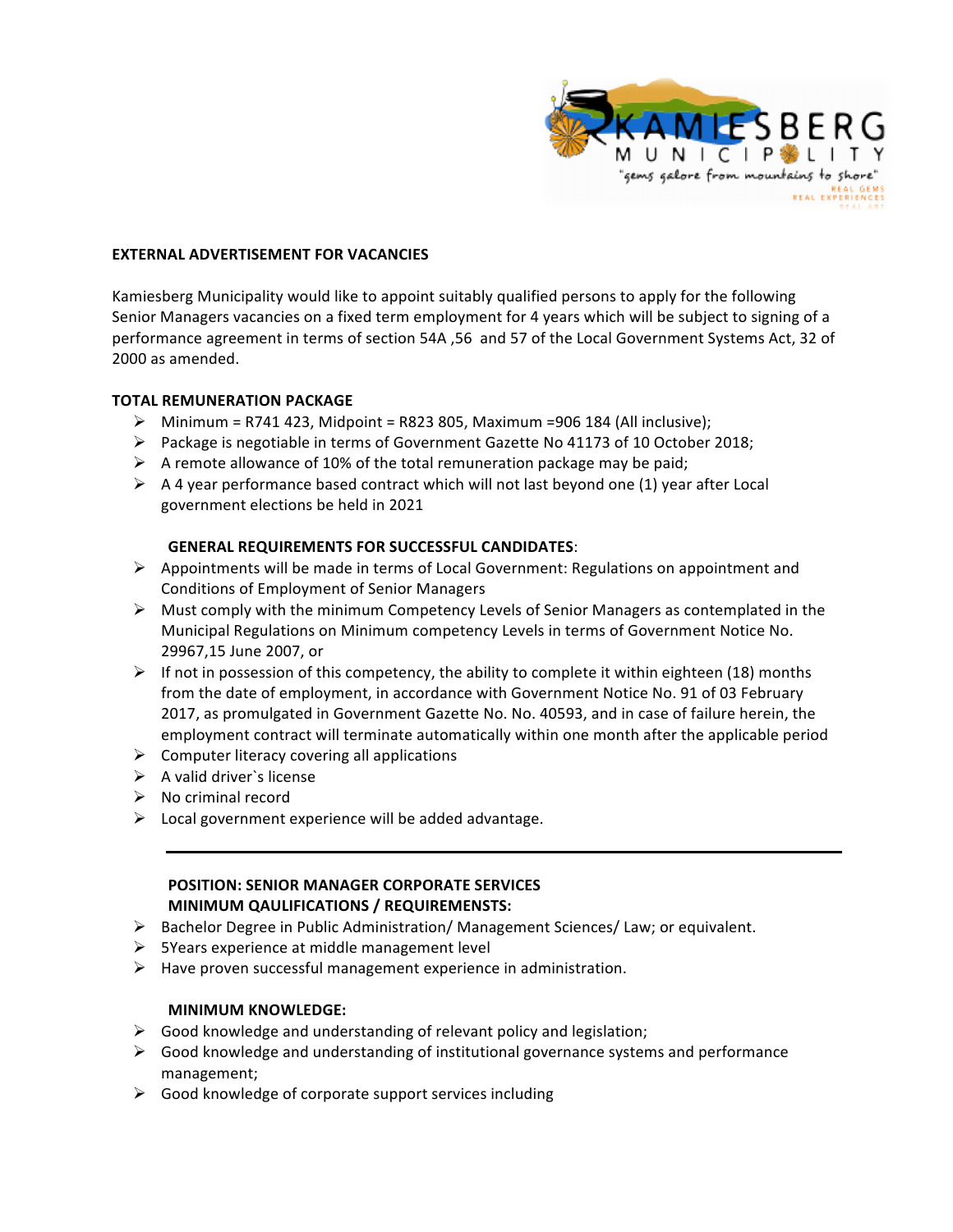## EXTERNAL ADVERTISEMENT FOR VACANCIES

Kamiesberg Municipality would like to appoint suitably qualified persons to apply for the following Senior Managers vacancies on a fixed term employment for 4 years which will be subject to signing of a performance agreement in terms of section 54A ,56 and 57 of the Local Government Systems Act, 32 of 2000 as amended.

### TOTAL REMUNERATION PACKAGE

- Minimum = R741 423, Midpoint = R823 805, Maximum =906 184 (All inclusive);
- Package is negotiable in terms of Government Gazette No 41173 of 10 October 2018;
- A remote allowance of 10% of the total remuneration package may be paid;
- A 4 year performance based contract which will not last beyond one (1) year after Local government elections be held in 2021

### GENERAL REQUIREMENTS FOR SUCCESSFUL CANDIDATES:

- Appointments will be made in terms of Local Government: Regulations on appointment and Conditions of Employment of Senior Managers
- Must comply with the minimum Competency Levels of Senior Managers as contemplated in the Municipal Regulations on Minimum competency Levels in terms of Government Notice No. 29967,15 June 2007, or
- If not in possession of this competency, the ability to complete it within eighteen (18) months from the date of employment, in accordance with Government Notice No. 91 of 03 February 2017, as promulgated in Government Gazette No. No. 40593, and in case of failure herein, the employment contract will terminate automatically within one month after the applicable period
- Computer literacy covering all applications
- A valid driver`s license
- No criminal record
- Local government experience will be added advantage.

---

### POSITION: SENIOR MANAGER CORPORATE SERVICES

**MINIMUM QAULIFICATIONS / REQUIREMENSTS:**

- Bachelor Degree in Public Administration/ Management Sciences/ Law; or equivalent.
- 5Years experience at middle management level
- Have proven successful management experience in administration.

**MINIMUM KNOWLEDGE:**

- Good knowledge and understanding of relevant policy and legislation;
- Good knowledge and understanding of institutional governance systems and performance management;
- Good knowledge of corporate support services including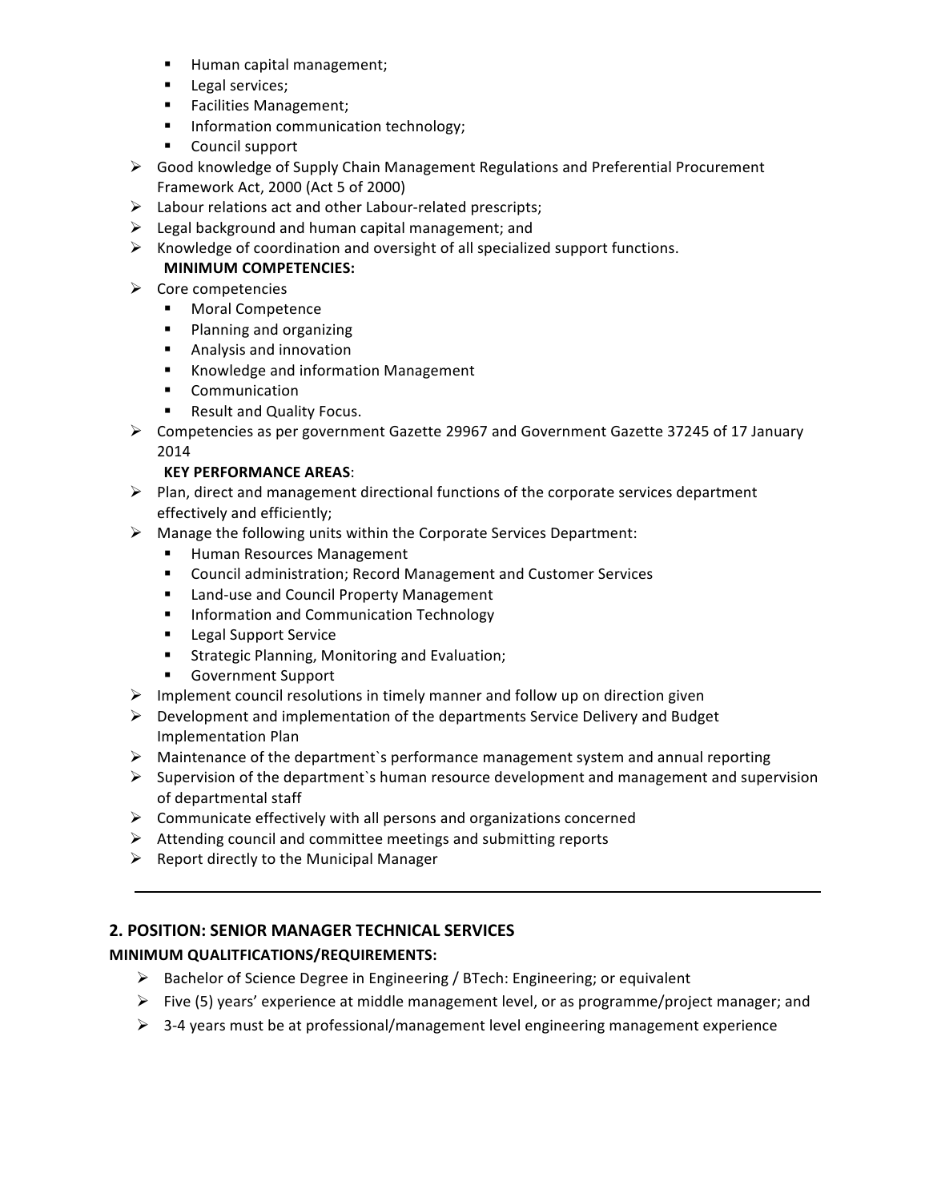- Human capital management;
  - Legal services;
  - Facilities Management;
  - Information communication technology;
  - Council support
- Good knowledge of Supply Chain Management Regulations and Preferential Procurement Framework Act, 2000 (Act 5 of 2000)
- Labour relations act and other Labour-related prescripts;
- Legal background and human capital management; and
- Knowledge of coordination and oversight of all specialized support functions.

**MINIMUM COMPETENCIES:**

- Core competencies
  - Moral Competence
  - Planning and organizing
  - Analysis and innovation
  - Knowledge and information Management
  - Communication
  - Result and Quality Focus.
- Competencies as per government Gazette 29967 and Government Gazette 37245 of 17 January 2014

**KEY PERFORMANCE AREAS**:

- Plan, direct and management directional functions of the corporate services department effectively and efficiently;
- Manage the following units within the Corporate Services Department:
  - Human Resources Management
  - Council administration; Record Management and Customer Services
  - Land-use and Council Property Management
  - Information and Communication Technology
  - Legal Support Service
  - Strategic Planning, Monitoring and Evaluation;
  - Government Support
- Implement council resolutions in timely manner and follow up on direction given
- Development and implementation of the departments Service Delivery and Budget Implementation Plan
- Maintenance of the department`s performance management system and annual reporting
- Supervision of the department`s human resource development and management and supervision of departmental staff
- Communicate effectively with all persons and organizations concerned
- Attending council and committee meetings and submitting reports
- Report directly to the Municipal Manager

---

## 2. POSITION: SENIOR MANAGER TECHNICAL SERVICES

**MINIMUM QUALITFICATIONS/REQUIREMENTS:**

- Bachelor of Science Degree in Engineering / BTech: Engineering; or equivalent
- Five (5) years' experience at middle management level, or as programme/project manager; and
- 3-4 years must be at professional/management level engineering management experience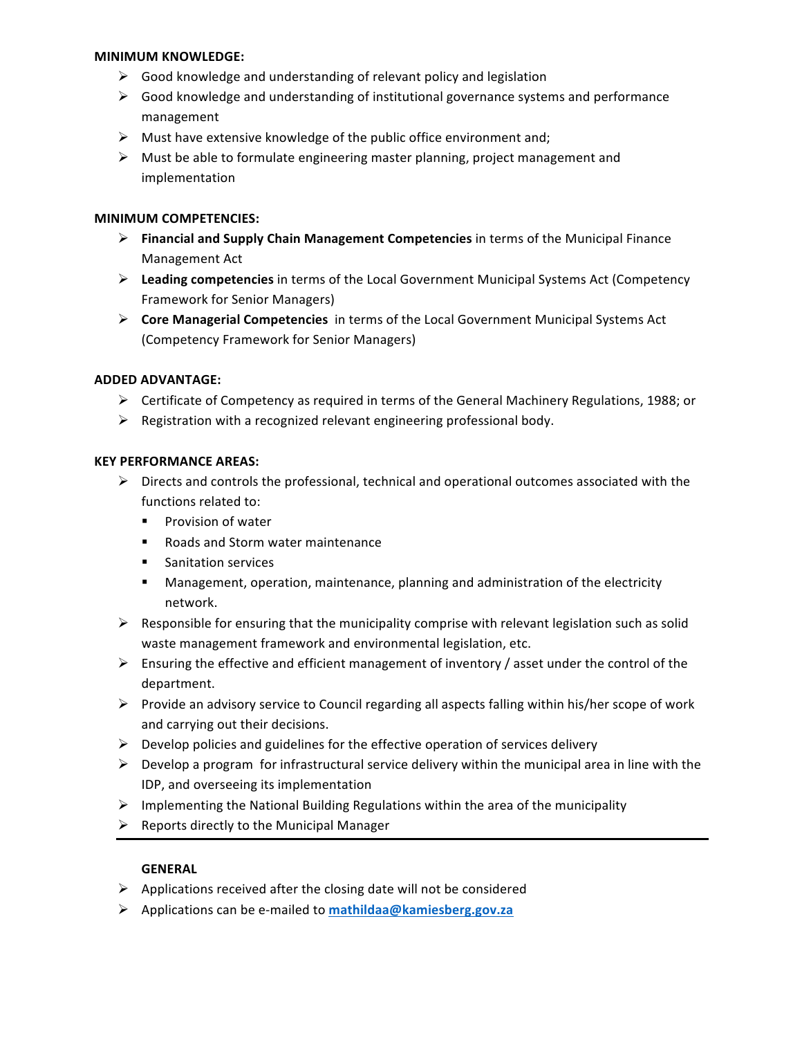**MINIMUM KNOWLEDGE:**

- Good knowledge and understanding of relevant policy and legislation
- Good knowledge and understanding of institutional governance systems and performance management
- Must have extensive knowledge of the public office environment and;
- Must be able to formulate engineering master planning, project management and implementation

**MINIMUM COMPETENCIES:**

- **Financial and Supply Chain Management Competencies** in terms of the Municipal Finance Management Act
- **Leading competencies** in terms of the Local Government Municipal Systems Act (Competency Framework for Senior Managers)
- **Core Managerial Competencies** in terms of the Local Government Municipal Systems Act (Competency Framework for Senior Managers)

**ADDED ADVANTAGE:**

- Certificate of Competency as required in terms of the General Machinery Regulations, 1988; or
- Registration with a recognized relevant engineering professional body.

**KEY PERFORMANCE AREAS:**

- Directs and controls the professional, technical and operational outcomes associated with the functions related to:
  - Provision of water
  - Roads and Storm water maintenance
  - Sanitation services
  - Management, operation, maintenance, planning and administration of the electricity network.
- Responsible for ensuring that the municipality comprise with relevant legislation such as solid waste management framework and environmental legislation, etc.
- Ensuring the effective and efficient management of inventory / asset under the control of the department.
- Provide an advisory service to Council regarding all aspects falling within his/her scope of work and carrying out their decisions.
- Develop policies and guidelines for the effective operation of services delivery
- Develop a program for infrastructural service delivery within the municipal area in line with the IDP, and overseeing its implementation
- Implementing the National Building Regulations within the area of the municipality
- Reports directly to the Municipal Manager

---

**GENERAL**

- Applications received after the closing date will not be considered
- Applications can be e-mailed to **mathildaa@kamiesberg.gov.za**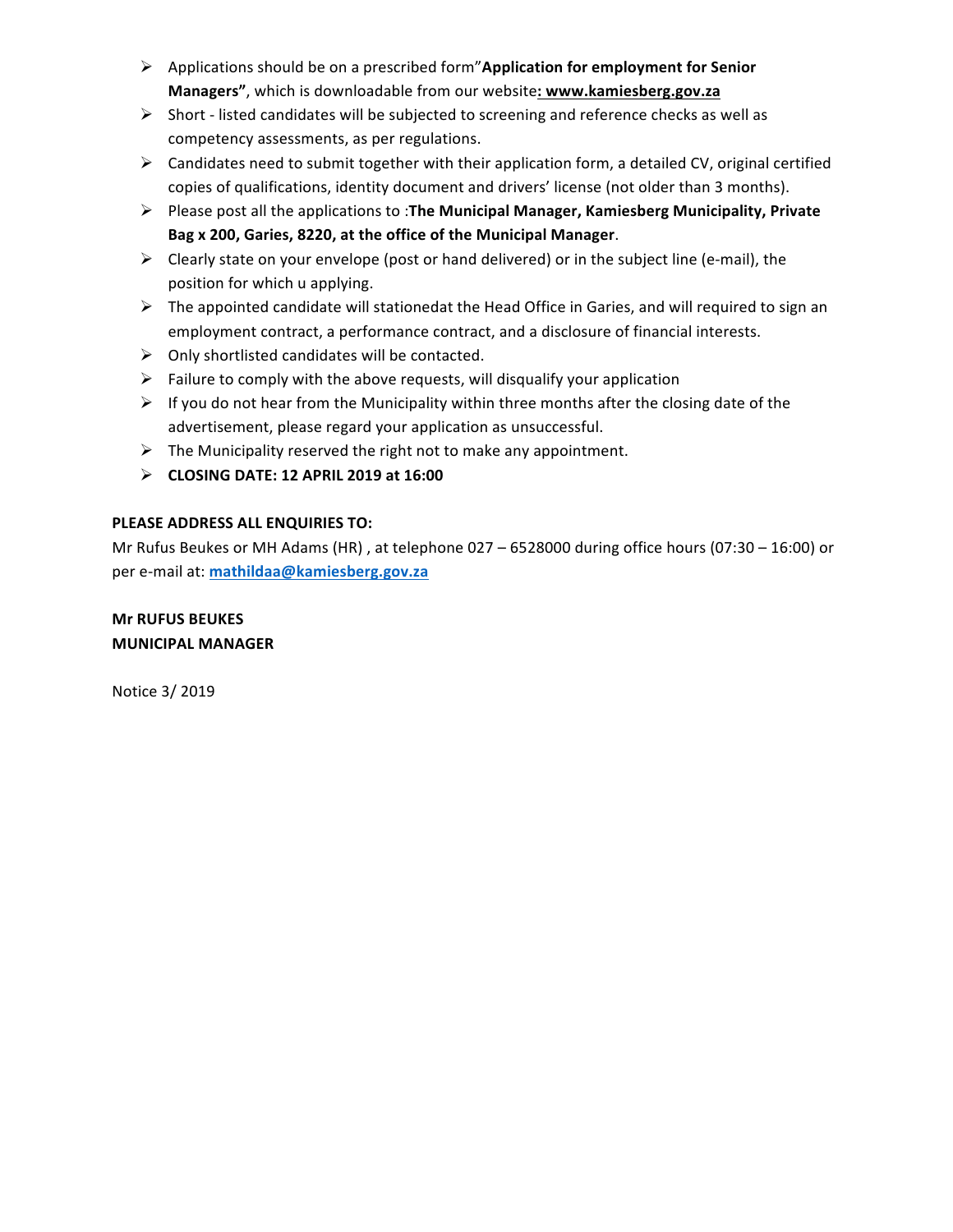- Applications should be on a prescribed form"**Application for employment for Senior Managers"**, which is downloadable from our website**: www.kamiesberg.gov.za**
- Short - listed candidates will be subjected to screening and reference checks as well as competency assessments, as per regulations.
- Candidates need to submit together with their application form, a detailed CV, original certified copies of qualifications, identity document and drivers' license (not older than 3 months).
- Please post all the applications to :**The Municipal Manager, Kamiesberg Municipality, Private Bag x 200, Garies, 8220, at the office of the Municipal Manager**.
- Clearly state on your envelope (post or hand delivered) or in the subject line (e-mail), the position for which u applying.
- The appointed candidate will stationedat the Head Office in Garies, and will required to sign an employment contract, a performance contract, and a disclosure of financial interests.
- Only shortlisted candidates will be contacted.
- Failure to comply with the above requests, will disqualify your application
- If you do not hear from the Municipality within three months after the closing date of the advertisement, please regard your application as unsuccessful.
- The Municipality reserved the right not to make any appointment.
- **CLOSING DATE: 12 APRIL 2019 at 16:00**

**PLEASE ADDRESS ALL ENQUIRIES TO:**

Mr Rufus Beukes or MH Adams (HR) , at telephone 027 – 6528000 during office hours (07:30 – 16:00) or per e-mail at: **mathildaa@kamiesberg.gov.za**

**Mr RUFUS BEUKES**
**MUNICIPAL MANAGER**

Notice 3/ 2019